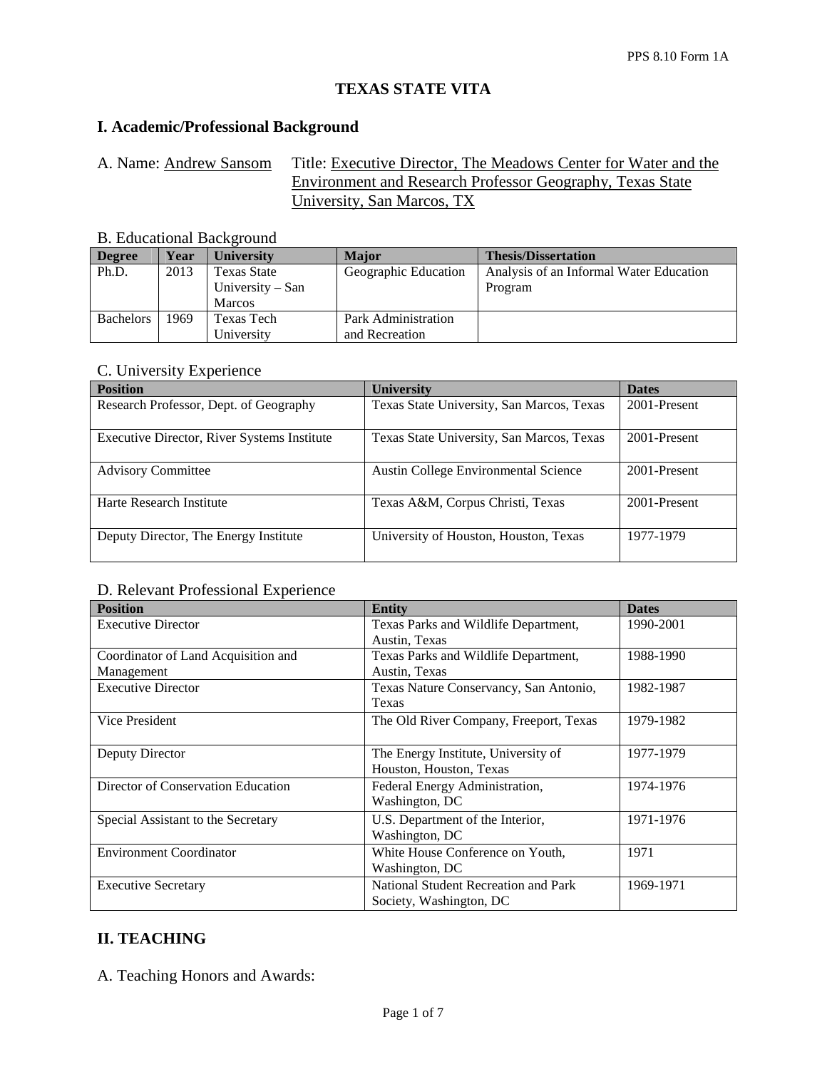PPS 8.10 Form 1A

# TEXAS STATE VITA

## I. Academic/Professional Background

A. Name: Andrew Sansom     Title: Executive Director, The Meadows Center for Water and the Environment and Research Professor Geography, Texas State University, San Marcos, TX

### B. Educational Background

| Degree | Year | University | Major | Thesis/Dissertation |
|---|---|---|---|---|
| Ph.D. | 2013 | Texas State University – San Marcos | Geographic Education | Analysis of an Informal Water Education Program |
| Bachelors | 1969 | Texas Tech University | Park Administration and Recreation | |

### C. University Experience

| Position | University | Dates |
|---|---|---|
| Research Professor, Dept. of Geography | Texas State University, San Marcos, Texas | 2001-Present |
| Executive Director, River Systems Institute | Texas State University, San Marcos, Texas | 2001-Present |
| Advisory Committee | Austin College Environmental Science | 2001-Present |
| Harte Research Institute | Texas A&M, Corpus Christi, Texas | 2001-Present |
| Deputy Director, The Energy Institute | University of Houston, Houston, Texas | 1977-1979 |

### D. Relevant Professional Experience

| Position | Entity | Dates |
|---|---|---|
| Executive Director | Texas Parks and Wildlife Department, Austin, Texas | 1990-2001 |
| Coordinator of Land Acquisition and Management | Texas Parks and Wildlife Department, Austin, Texas | 1988-1990 |
| Executive Director | Texas Nature Conservancy, San Antonio, Texas | 1982-1987 |
| Vice President | The Old River Company, Freeport, Texas | 1979-1982 |
| Deputy Director | The Energy Institute, University of Houston, Houston, Texas | 1977-1979 |
| Director of Conservation Education | Federal Energy Administration, Washington, DC | 1974-1976 |
| Special Assistant to the Secretary | U.S. Department of the Interior, Washington, DC | 1971-1976 |
| Environment Coordinator | White House Conference on Youth, Washington, DC | 1971 |
| Executive Secretary | National Student Recreation and Park Society, Washington, DC | 1969-1971 |

## II. TEACHING

### A. Teaching Honors and Awards: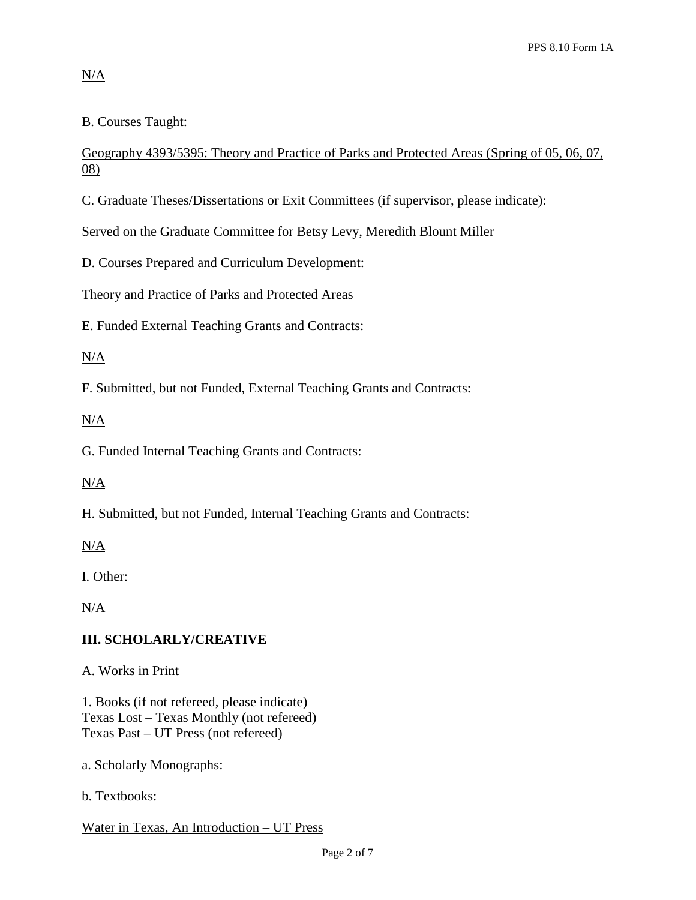N/A

B. Courses Taught:

Geography 4393/5395: Theory and Practice of Parks and Protected Areas (Spring of 05, 06, 07, 08)

C. Graduate Theses/Dissertations or Exit Committees (if supervisor, please indicate):

Served on the Graduate Committee for Betsy Levy, Meredith Blount Miller

D. Courses Prepared and Curriculum Development:

Theory and Practice of Parks and Protected Areas

E. Funded External Teaching Grants and Contracts:

N/A

F. Submitted, but not Funded, External Teaching Grants and Contracts:

N/A

G. Funded Internal Teaching Grants and Contracts:

N/A

H. Submitted, but not Funded, Internal Teaching Grants and Contracts:

N/A

I. Other:

N/A

## III. SCHOLARLY/CREATIVE

A. Works in Print

1. Books (if not refereed, please indicate)
Texas Lost – Texas Monthly (not refereed)
Texas Past – UT Press (not refereed)

a. Scholarly Monographs:

b. Textbooks:

Water in Texas, An Introduction – UT Press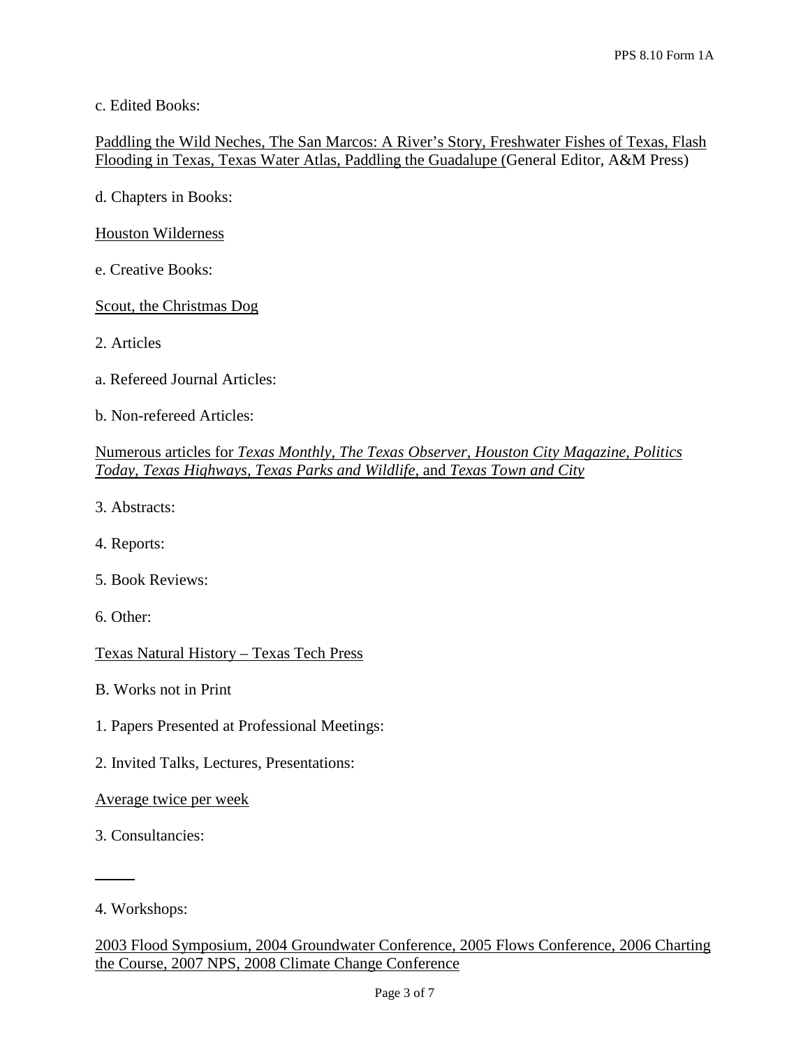c. Edited Books:

Paddling the Wild Neches, The San Marcos: A River's Story, Freshwater Fishes of Texas, Flash Flooding in Texas, Texas Water Atlas, Paddling the Guadalupe (General Editor, A&M Press)

d. Chapters in Books:

Houston Wilderness

e. Creative Books:

Scout, the Christmas Dog

2. Articles

a. Refereed Journal Articles:

b. Non-refereed Articles:

Numerous articles for *Texas Monthly, The Texas Observer, Houston City Magazine, Politics Today, Texas Highways, Texas Parks and Wildlife,* and *Texas Town and City*

3. Abstracts:

4. Reports:

5. Book Reviews:

6. Other:

Texas Natural History – Texas Tech Press

B. Works not in Print

1. Papers Presented at Professional Meetings:

2. Invited Talks, Lectures, Presentations:

Average twice per week

3. Consultancies:

4. Workshops:

2003 Flood Symposium, 2004 Groundwater Conference, 2005 Flows Conference, 2006 Charting the Course, 2007 NPS, 2008 Climate Change Conference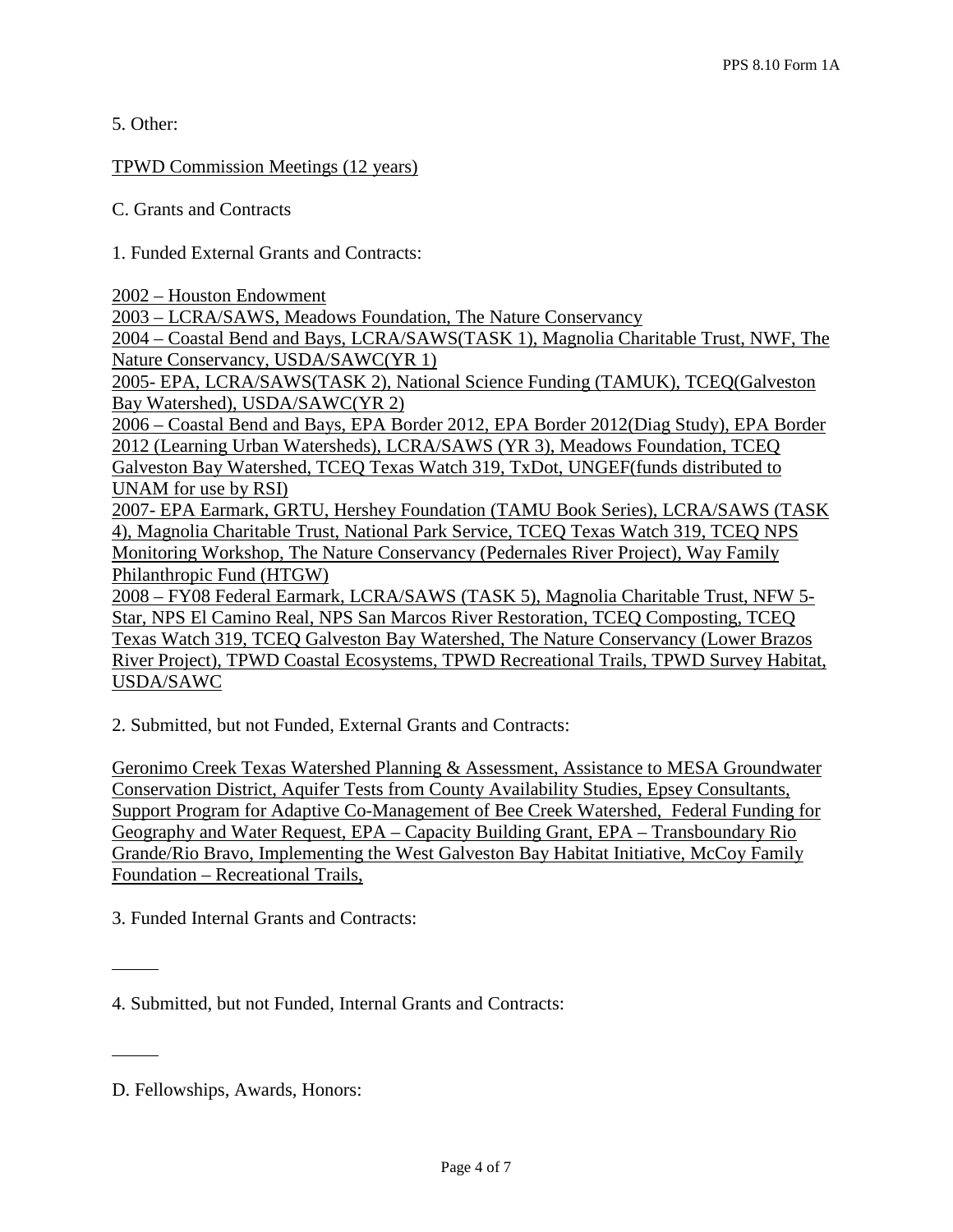5. Other:

TPWD Commission Meetings (12 years)

C. Grants and Contracts

1. Funded External Grants and Contracts:

2002 – Houston Endowment
2003 – LCRA/SAWS, Meadows Foundation, The Nature Conservancy
2004 – Coastal Bend and Bays, LCRA/SAWS(TASK 1), Magnolia Charitable Trust, NWF, The Nature Conservancy, USDA/SAWC(YR 1)
2005- EPA, LCRA/SAWS(TASK 2), National Science Funding (TAMUK), TCEQ(Galveston Bay Watershed), USDA/SAWC(YR 2)
2006 – Coastal Bend and Bays, EPA Border 2012, EPA Border 2012(Diag Study), EPA Border 2012 (Learning Urban Watersheds), LCRA/SAWS (YR 3), Meadows Foundation, TCEQ Galveston Bay Watershed, TCEQ Texas Watch 319, TxDot, UNGEF(funds distributed to UNAM for use by RSI)
2007- EPA Earmark, GRTU, Hershey Foundation (TAMU Book Series), LCRA/SAWS (TASK 4), Magnolia Charitable Trust, National Park Service, TCEQ Texas Watch 319, TCEQ NPS Monitoring Workshop, The Nature Conservancy (Pedernales River Project), Way Family Philanthropic Fund (HTGW)
2008 – FY08 Federal Earmark, LCRA/SAWS (TASK 5), Magnolia Charitable Trust, NFW 5-Star, NPS El Camino Real, NPS San Marcos River Restoration, TCEQ Composting, TCEQ Texas Watch 319, TCEQ Galveston Bay Watershed, The Nature Conservancy (Lower Brazos River Project), TPWD Coastal Ecosystems, TPWD Recreational Trails, TPWD Survey Habitat, USDA/SAWC

2. Submitted, but not Funded, External Grants and Contracts:

Geronimo Creek Texas Watershed Planning & Assessment, Assistance to MESA Groundwater Conservation District, Aquifer Tests from County Availability Studies, Epsey Consultants, Support Program for Adaptive Co-Management of Bee Creek Watershed, Federal Funding for Geography and Water Request, EPA – Capacity Building Grant, EPA – Transboundary Rio Grande/Rio Bravo, Implementing the West Galveston Bay Habitat Initiative, McCoy Family Foundation – Recreational Trails,

3. Funded Internal Grants and Contracts:

\_\_\_\_\_

4. Submitted, but not Funded, Internal Grants and Contracts:

\_\_\_\_\_

D. Fellowships, Awards, Honors: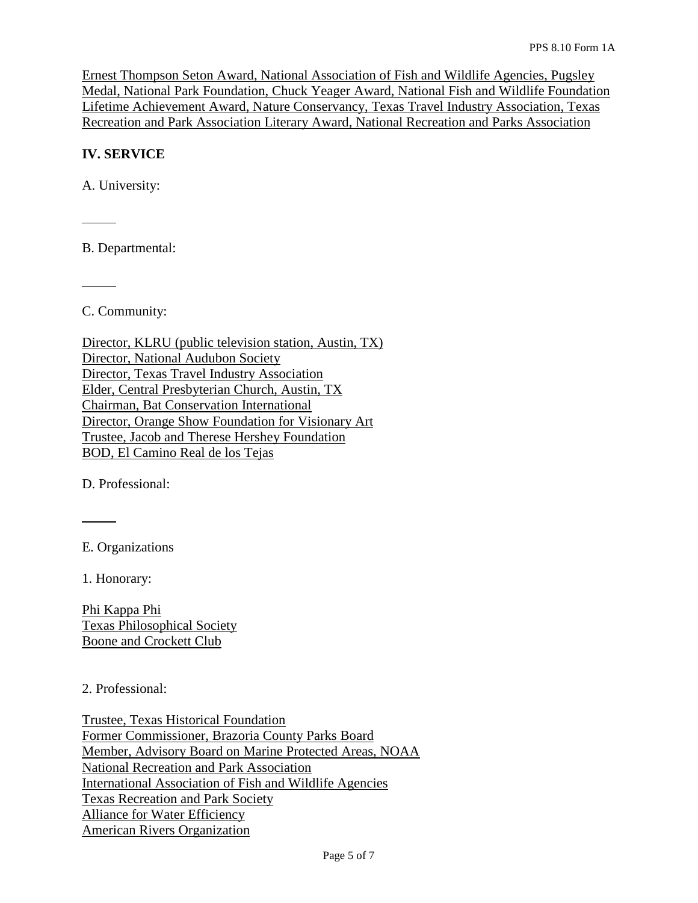Ernest Thompson Seton Award, National Association of Fish and Wildlife Agencies, Pugsley Medal, National Park Foundation, Chuck Yeager Award, National Fish and Wildlife Foundation Lifetime Achievement Award, Nature Conservancy, Texas Travel Industry Association, Texas Recreation and Park Association Literary Award, National Recreation and Parks Association

## IV. SERVICE

A. University:

B. Departmental:

C. Community:

Director, KLRU (public television station, Austin, TX)
Director, National Audubon Society
Director, Texas Travel Industry Association
Elder, Central Presbyterian Church, Austin, TX
Chairman, Bat Conservation International
Director, Orange Show Foundation for Visionary Art
Trustee, Jacob and Therese Hershey Foundation
BOD, El Camino Real de los Tejas

D. Professional:

E. Organizations

1. Honorary:

Phi Kappa Phi
Texas Philosophical Society
Boone and Crockett Club

2. Professional:

Trustee, Texas Historical Foundation
Former Commissioner, Brazoria County Parks Board
Member, Advisory Board on Marine Protected Areas, NOAA
National Recreation and Park Association
International Association of Fish and Wildlife Agencies
Texas Recreation and Park Society
Alliance for Water Efficiency
American Rivers Organization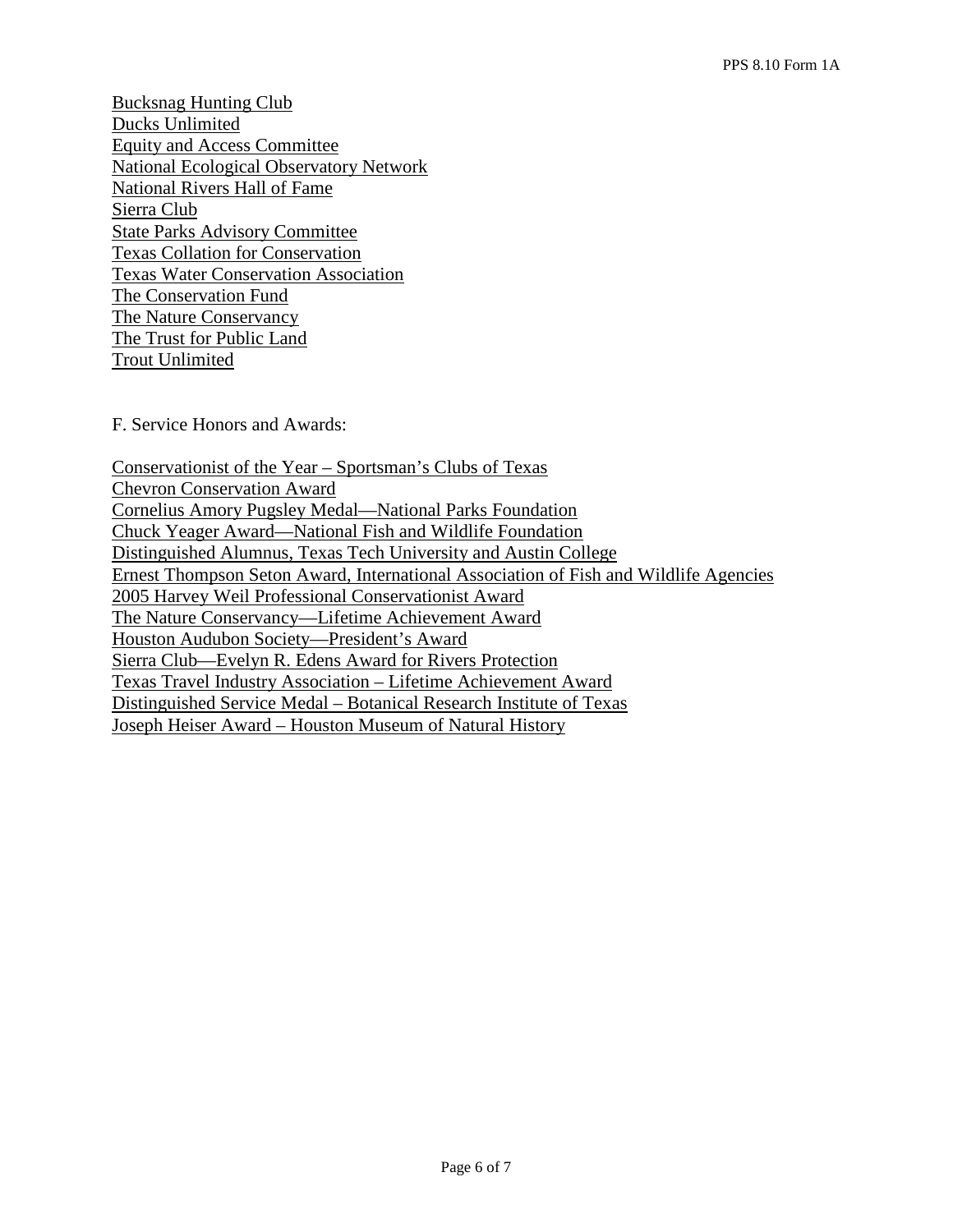Bucksnag Hunting Club
Ducks Unlimited
Equity and Access Committee
National Ecological Observatory Network
National Rivers Hall of Fame
Sierra Club
State Parks Advisory Committee
Texas Collation for Conservation
Texas Water Conservation Association
The Conservation Fund
The Nature Conservancy
The Trust for Public Land
Trout Unlimited

F. Service Honors and Awards:

Conservationist of the Year – Sportsman's Clubs of Texas
Chevron Conservation Award
Cornelius Amory Pugsley Medal—National Parks Foundation
Chuck Yeager Award—National Fish and Wildlife Foundation
Distinguished Alumnus, Texas Tech University and Austin College
Ernest Thompson Seton Award, International Association of Fish and Wildlife Agencies
2005 Harvey Weil Professional Conservationist Award
The Nature Conservancy—Lifetime Achievement Award
Houston Audubon Society—President's Award
Sierra Club—Evelyn R. Edens Award for Rivers Protection
Texas Travel Industry Association – Lifetime Achievement Award
Distinguished Service Medal – Botanical Research Institute of Texas
Joseph Heiser Award – Houston Museum of Natural History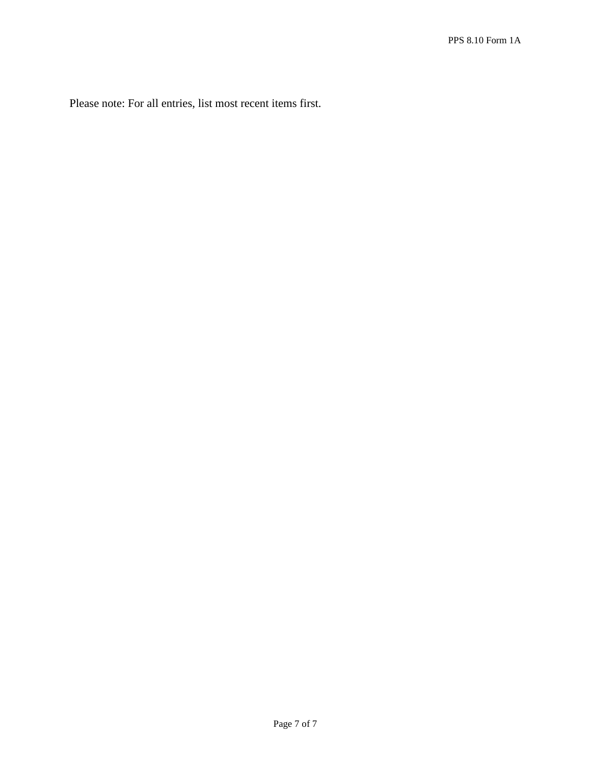Please note: For all entries, list most recent items first.